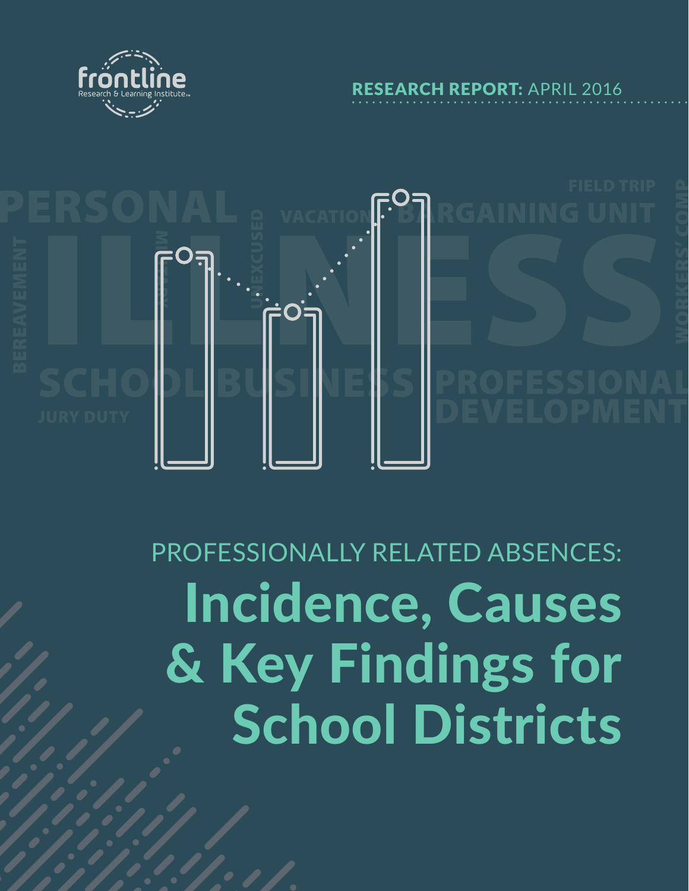frontline
Research & Learning Institute

**RESEARCH REPORT:** APRIL 2016

PROFESSIONALLY RELATED ABSENCES:

# Incidence, Causes & Key Findings for School Districts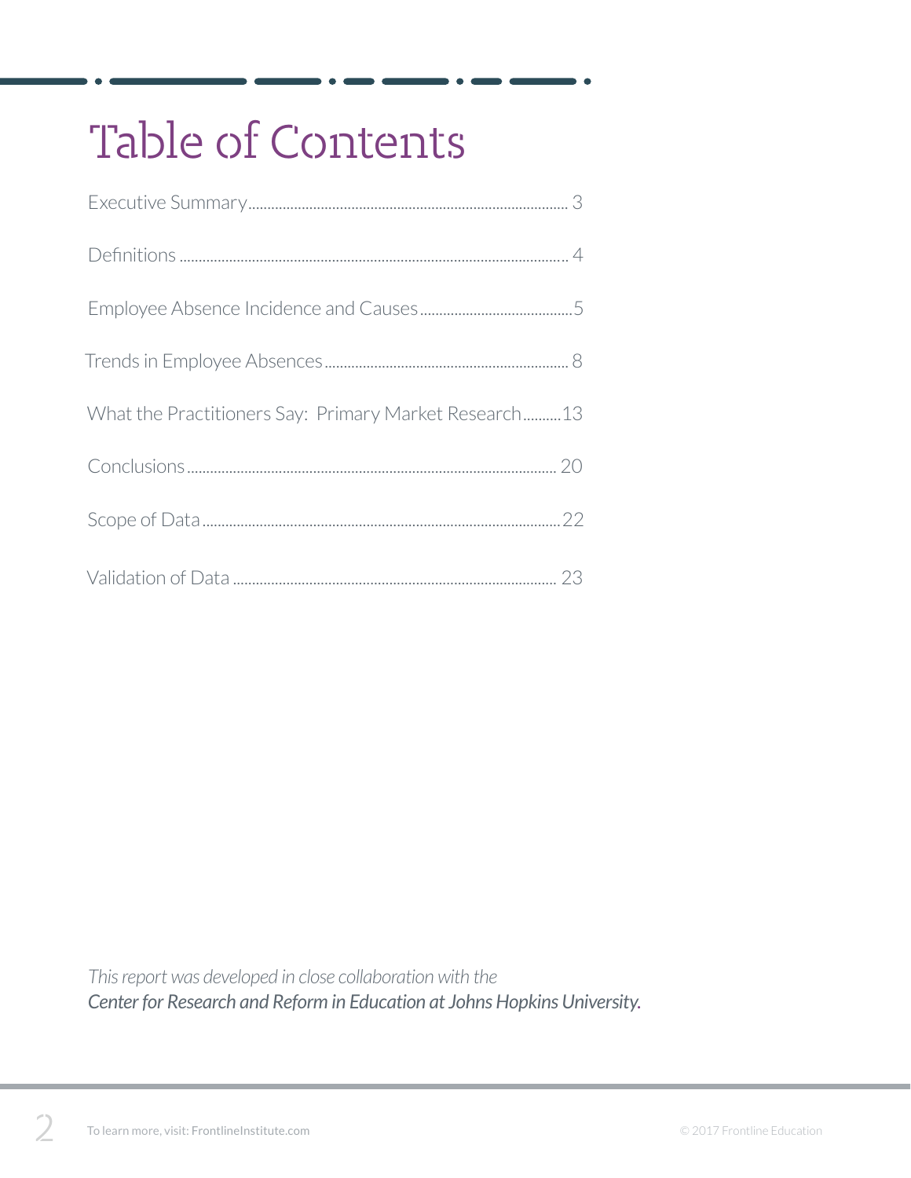# Table of Contents

Executive Summary ..................................................................................... 3

Definitions ..................................................................................................... 4

Employee Absence Incidence and Causes ........................................5

Trends in Employee Absences ................................................................ 8

What the Practitioners Say: Primary Market Research..........13

Conclusions ................................................................................................ 20

Scope of Data .............................................................................................22

Validation of Data ..................................................................................... 23

*This report was developed in close collaboration with the*
***Center for Research and Reform in Education at Johns Hopkins University.***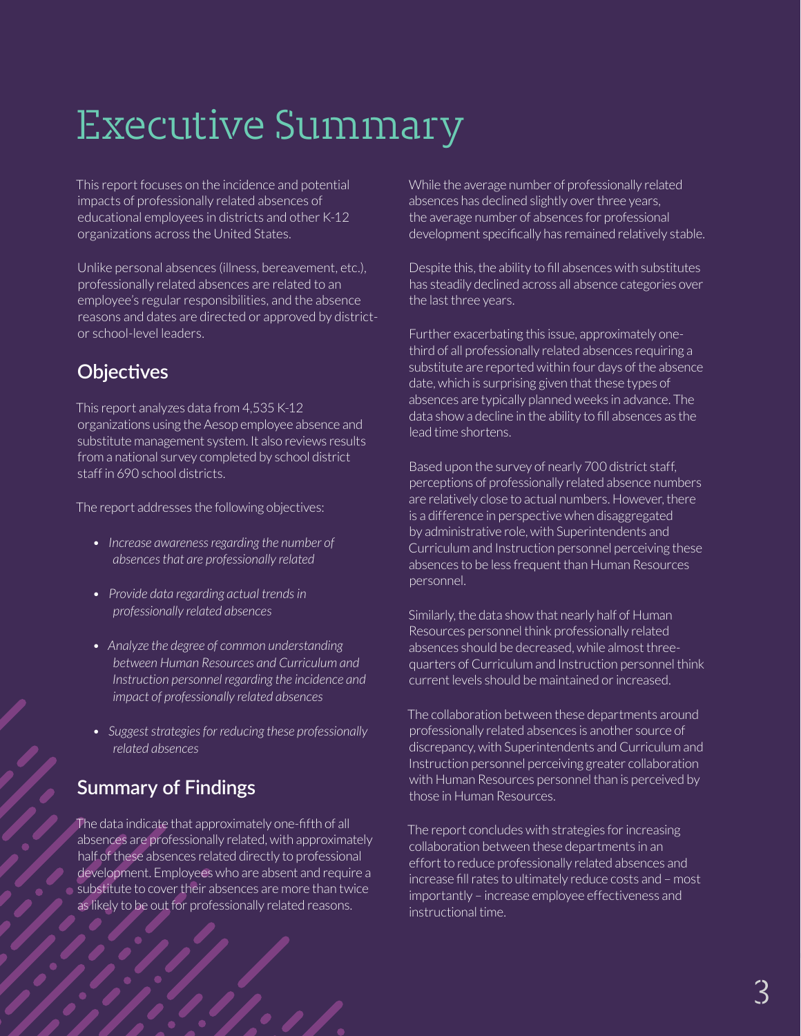# Executive Summary

This report focuses on the incidence and potential impacts of professionally related absences of educational employees in districts and other K-12 organizations across the United States.

Unlike personal absences (illness, bereavement, etc.), professionally related absences are related to an employee's regular responsibilities, and the absence reasons and dates are directed or approved by district- or school-level leaders.

## Objectives

This report analyzes data from 4,535 K-12 organizations using the Aesop employee absence and substitute management system. It also reviews results from a national survey completed by school district staff in 690 school districts.

The report addresses the following objectives:

- *Increase awareness regarding the number of absences that are professionally related*
- *Provide data regarding actual trends in professionally related absences*
- *Analyze the degree of common understanding between Human Resources and Curriculum and Instruction personnel regarding the incidence and impact of professionally related absences*
- *Suggest strategies for reducing these professionally related absences*

## Summary of Findings

The data indicate that approximately one-fifth of all absences are professionally related, with approximately half of these absences related directly to professional development. Employees who are absent and require a substitute to cover their absences are more than twice as likely to be out for professionally related reasons.

While the average number of professionally related absences has declined slightly over three years, the average number of absences for professional development specifically has remained relatively stable.

Despite this, the ability to fill absences with substitutes has steadily declined across all absence categories over the last three years.

Further exacerbating this issue, approximately one-third of all professionally related absences requiring a substitute are reported within four days of the absence date, which is surprising given that these types of absences are typically planned weeks in advance. The data show a decline in the ability to fill absences as the lead time shortens.

Based upon the survey of nearly 700 district staff, perceptions of professionally related absence numbers are relatively close to actual numbers. However, there is a difference in perspective when disaggregated by administrative role, with Superintendents and Curriculum and Instruction personnel perceiving these absences to be less frequent than Human Resources personnel.

Similarly, the data show that nearly half of Human Resources personnel think professionally related absences should be decreased, while almost three-quarters of Curriculum and Instruction personnel think current levels should be maintained or increased.

The collaboration between these departments around professionally related absences is another source of discrepancy, with Superintendents and Curriculum and Instruction personnel perceiving greater collaboration with Human Resources personnel than is perceived by those in Human Resources.

The report concludes with strategies for increasing collaboration between these departments in an effort to reduce professionally related absences and increase fill rates to ultimately reduce costs and – most importantly – increase employee effectiveness and instructional time.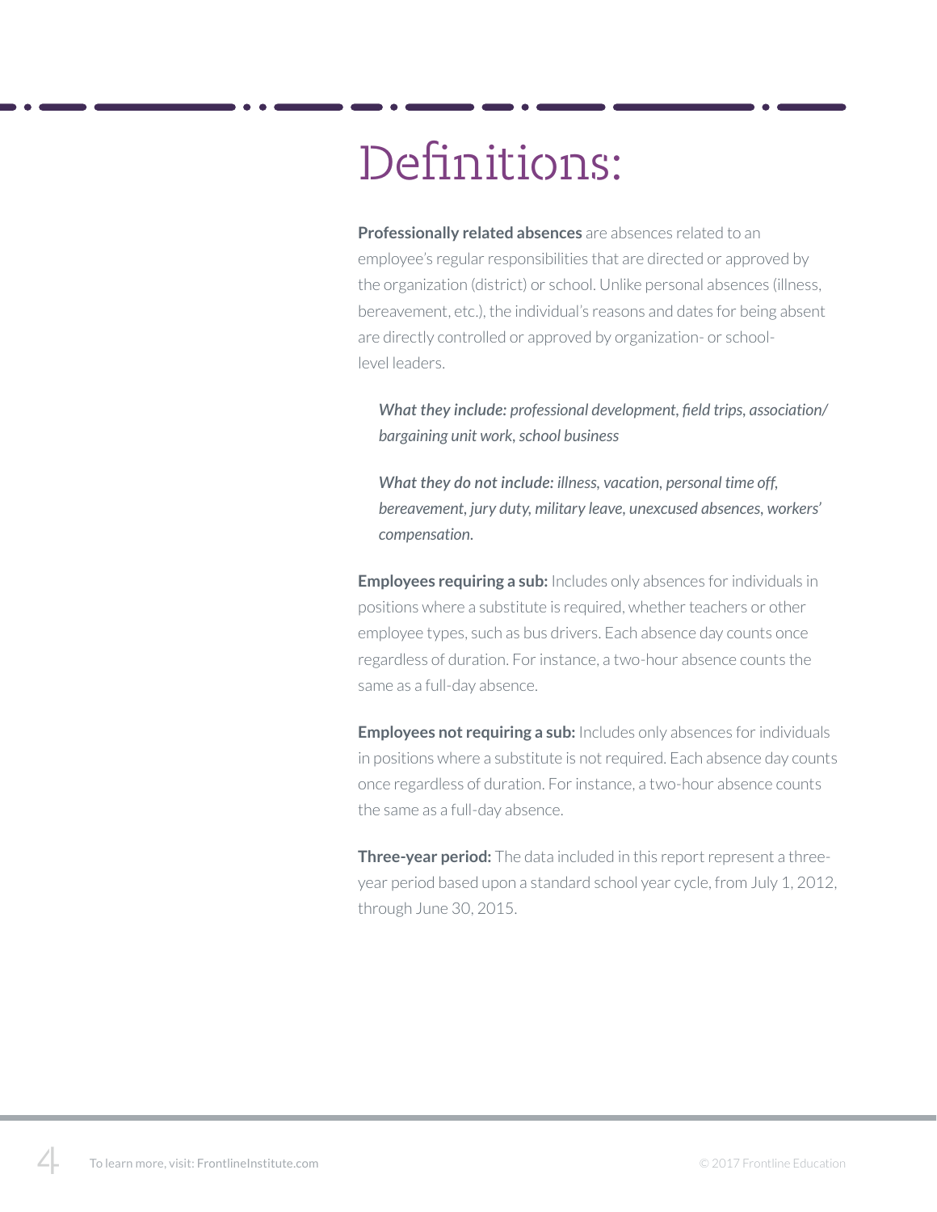# Definitions:

**Professionally related absences** are absences related to an employee's regular responsibilities that are directed or approved by the organization (district) or school. Unlike personal absences (illness, bereavement, etc.), the individual's reasons and dates for being absent are directly controlled or approved by organization- or school-level leaders.

> *What they include: professional development, field trips, association/bargaining unit work, school business*
>
> *What they do not include: illness, vacation, personal time off, bereavement, jury duty, military leave, unexcused absences, workers' compensation.*

**Employees requiring a sub:** Includes only absences for individuals in positions where a substitute is required, whether teachers or other employee types, such as bus drivers. Each absence day counts once regardless of duration. For instance, a two-hour absence counts the same as a full-day absence.

**Employees not requiring a sub:** Includes only absences for individuals in positions where a substitute is not required. Each absence day counts once regardless of duration. For instance, a two-hour absence counts the same as a full-day absence.

**Three-year period:** The data included in this report represent a three-year period based upon a standard school year cycle, from July 1, 2012, through June 30, 2015.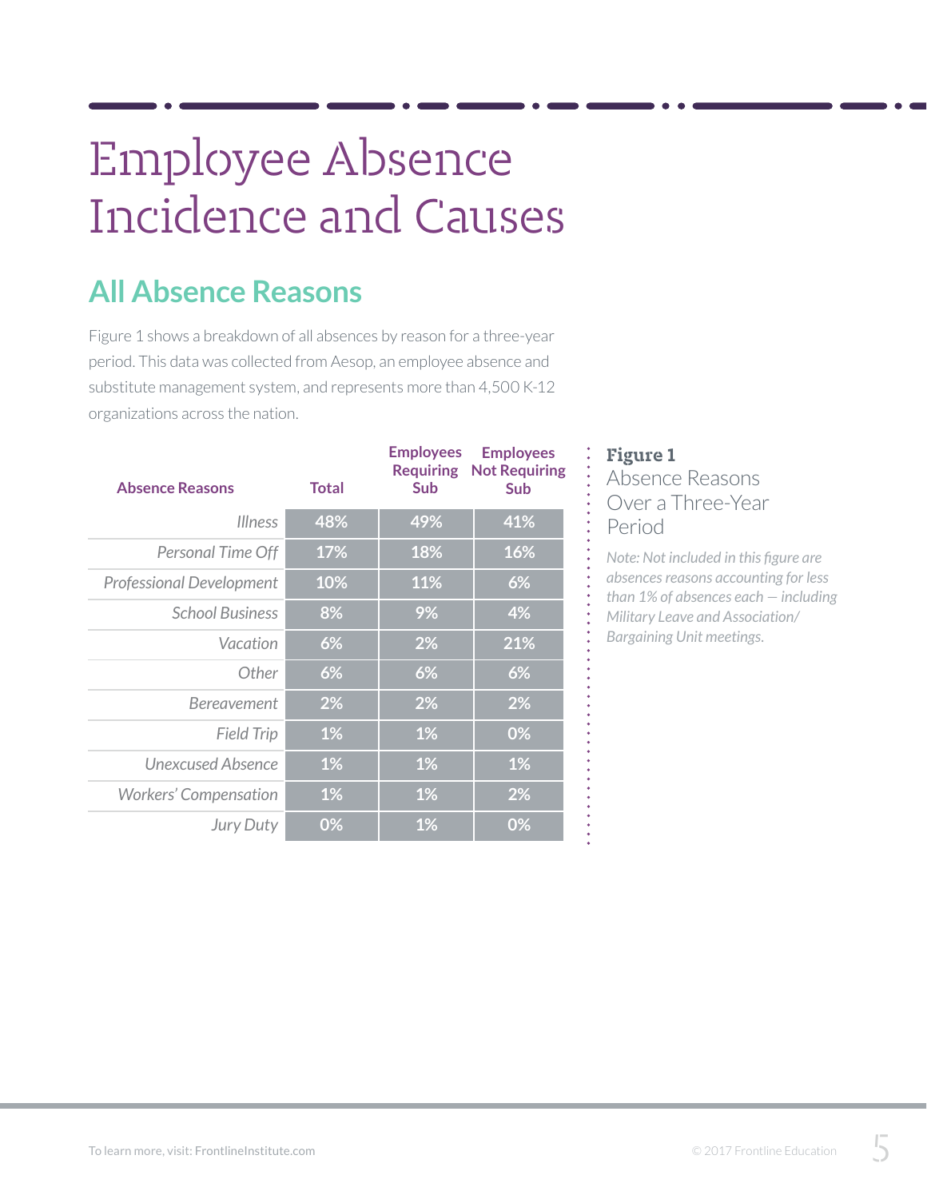# Employee Absence Incidence and Causes

## All Absence Reasons

Figure 1 shows a breakdown of all absences by reason for a three-year period. This data was collected from Aesop, an employee absence and substitute management system, and represents more than 4,500 K-12 organizations across the nation.

| Absence Reasons | Total | Employees Requiring Sub | Employees Not Requiring Sub |
|---|---|---|---|
| *Illness* | 48% | 49% | 41% |
| *Personal Time Off* | 17% | 18% | 16% |
| *Professional Development* | 10% | 11% | 6% |
| *School Business* | 8% | 9% | 4% |
| *Vacation* | 6% | 2% | 21% |
| *Other* | 6% | 6% | 6% |
| *Bereavement* | 2% | 2% | 2% |
| *Field Trip* | 1% | 1% | 0% |
| *Unexcused Absence* | 1% | 1% | 1% |
| *Workers' Compensation* | 1% | 1% | 2% |
| *Jury Duty* | 0% | 1% | 0% |

**Figure 1**
Absence Reasons Over a Three-Year Period

*Note: Not included in this figure are absences reasons accounting for less than 1% of absences each — including Military Leave and Association/Bargaining Unit meetings.*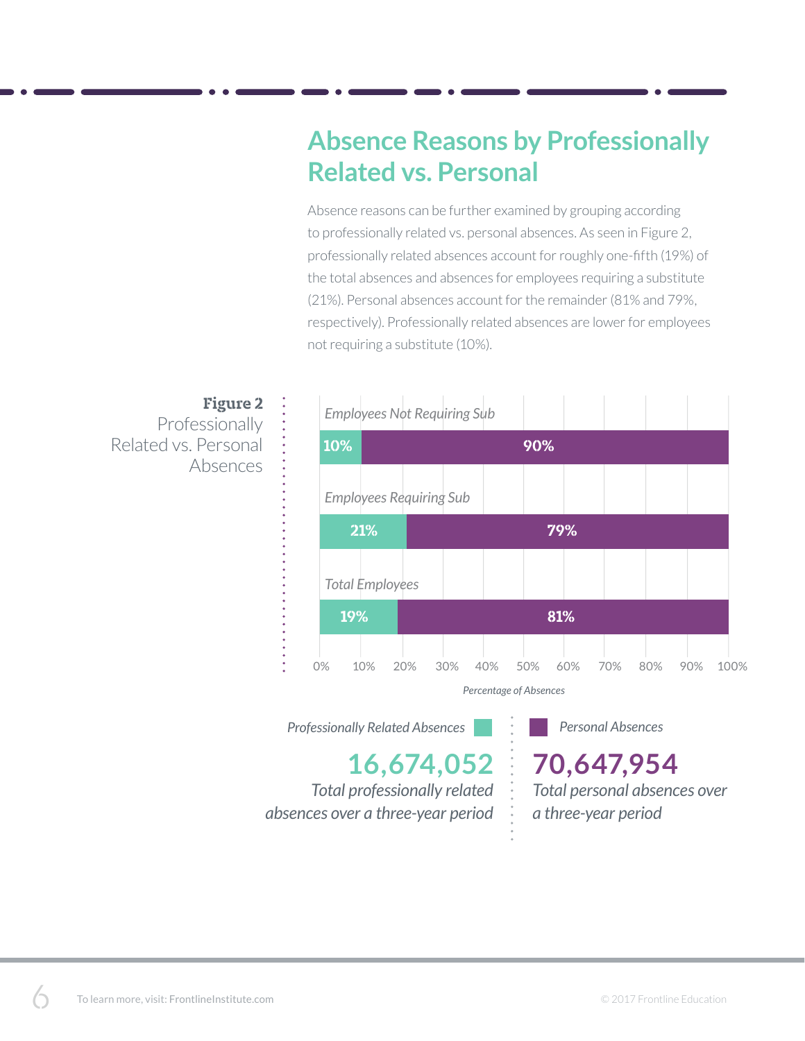## Absence Reasons by Professionally Related vs. Personal

Absence reasons can be further examined by grouping according to professionally related vs. personal absences. As seen in Figure 2, professionally related absences account for roughly one-fifth (19%) of the total absences and absences for employees requiring a substitute (21%). Personal absences account for the remainder (81% and 79%, respectively). Professionally related absences are lower for employees not requiring a substitute (10%).

**Figure 2** Professionally Related vs. Personal Absences

| | Professionally Related Absences | Personal Absences |
|---|---|---|
| Employees Not Requiring Sub | 10% | 90% |
| Employees Requiring Sub | 21% | 79% |
| Total Employees | 19% | 81% |

*Percentage of Absences*

*Professionally Related Absences*

**16,674,052**

*Total professionally related absences over a three-year period*

*Personal Absences*

**70,647,954**

*Total personal absences over a three-year period*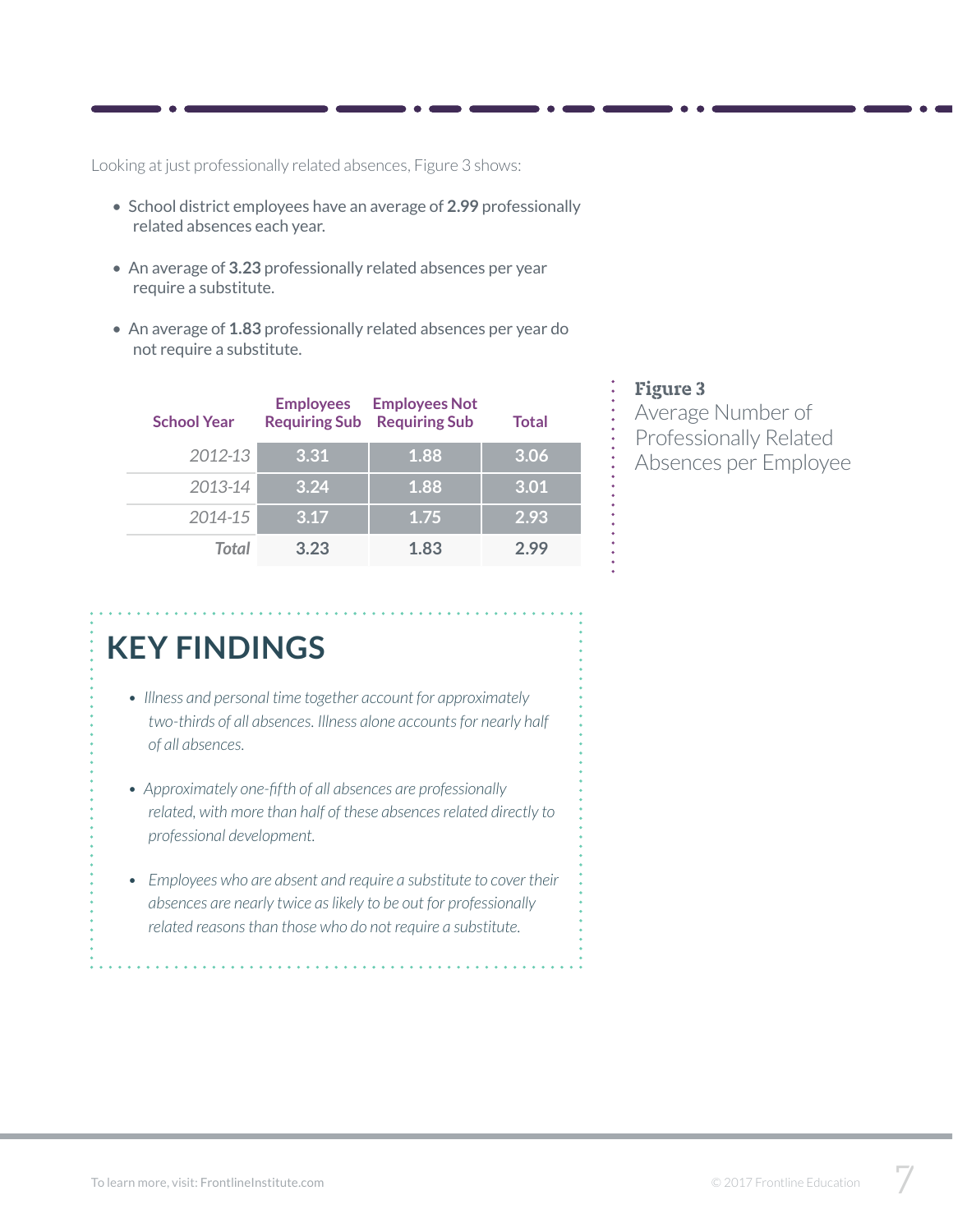Looking at just professionally related absences, Figure 3 shows:

- School district employees have an average of **2.99** professionally related absences each year.
- An average of **3.23** professionally related absences per year require a substitute.
- An average of **1.83** professionally related absences per year do not require a substitute.

| School Year | Employees Requiring Sub | Employees Not Requiring Sub | Total |
|---|---|---|---|
| *2012-13* | 3.31 | 1.88 | 3.06 |
| *2013-14* | 3.24 | 1.88 | 3.01 |
| *2014-15* | 3.17 | 1.75 | 2.93 |
| ***Total*** | 3.23 | 1.83 | 2.99 |

**Figure 3**
Average Number of Professionally Related Absences per Employee

## KEY FINDINGS

- *Illness and personal time together account for approximately two-thirds of all absences. Illness alone accounts for nearly half of all absences.*
- *Approximately one-fifth of all absences are professionally related, with more than half of these absences related directly to professional development.*
- *Employees who are absent and require a substitute to cover their absences are nearly twice as likely to be out for professionally related reasons than those who do not require a substitute.*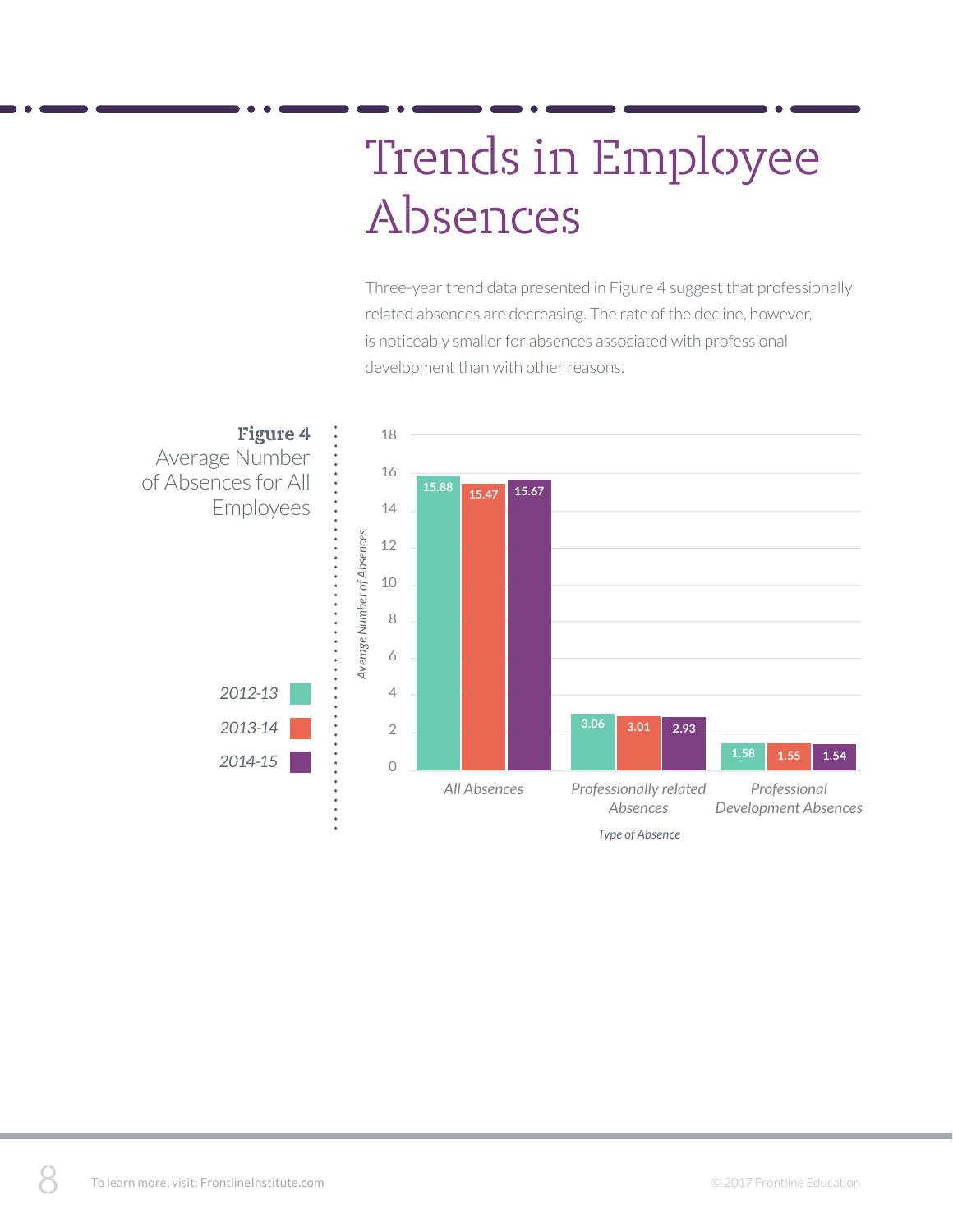# Trends in Employee Absences

Three-year trend data presented in Figure 4 suggest that professionally related absences are decreasing. The rate of the decline, however, is noticeably smaller for absences associated with professional development than with other reasons.

**Figure 4**
Average Number of Absences for All Employees

| Type of Absence | 2012-13 | 2013-14 | 2014-15 |
|---|---|---|---|
| All Absences | 15.88 | 15.47 | 15.67 |
| Professionally related Absences | 3.06 | 3.01 | 2.93 |
| Professional Development Absences | 1.58 | 1.55 | 1.54 |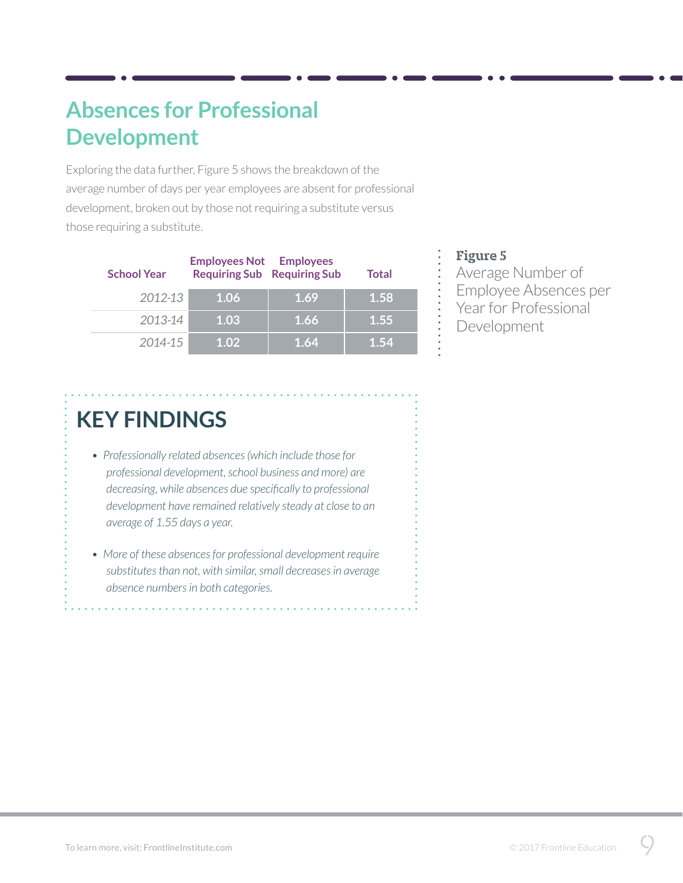## Absences for Professional Development

Exploring the data further, Figure 5 shows the breakdown of the average number of days per year employees are absent for professional development, broken out by those not requiring a substitute versus those requiring a substitute.

| School Year | Employees Not Requiring Sub | Employees Requiring Sub | Total |
|---|---|---|---|
| *2012-13* | 1.06 | 1.69 | 1.58 |
| *2013-14* | 1.03 | 1.66 | 1.55 |
| *2014-15* | 1.02 | 1.64 | 1.54 |

**Figure 5**
Average Number of Employee Absences per Year for Professional Development

## KEY FINDINGS

- *Professionally related absences (which include those for professional development, school business and more) are decreasing, while absences due specifically to professional development have remained relatively steady at close to an average of 1.55 days a year.*
- *More of these absences for professional development require substitutes than not, with similar, small decreases in average absence numbers in both categories.*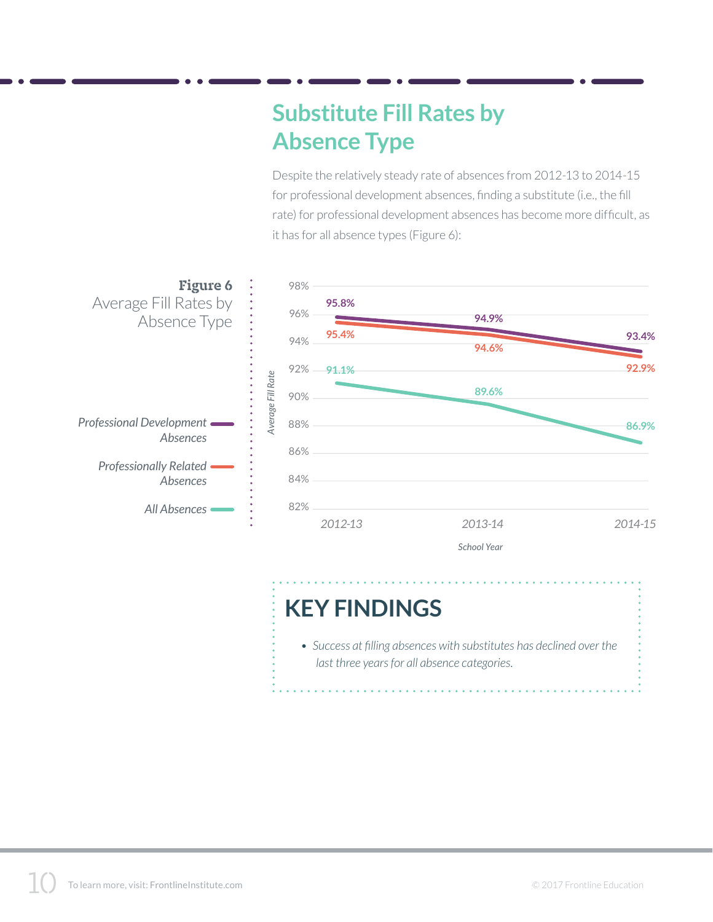## Substitute Fill Rates by Absence Type

Despite the relatively steady rate of absences from 2012-13 to 2014-15 for professional development absences, finding a substitute (i.e., the fill rate) for professional development absences has become more difficult, as it has for all absence types (Figure 6):

**Figure 6**
Average Fill Rates by Absence Type

| School Year | Professional Development Absences | Professionally Related Absences | All Absences |
|---|---|---|---|
| 2012-13 | 95.8% | 95.4% | 91.1% |
| 2013-14 | 94.9% | 94.6% | 89.6% |
| 2014-15 | 93.4% | 92.9% | 86.9% |

## KEY FINDINGS

- *Success at filling absences with substitutes has declined over the last three years for all absence categories.*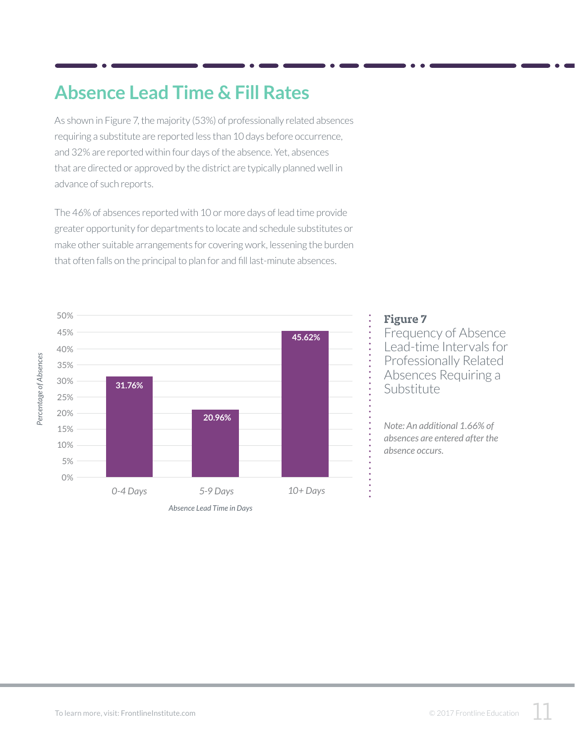## Absence Lead Time & Fill Rates

As shown in Figure 7, the majority (53%) of professionally related absences requiring a substitute are reported less than 10 days before occurrence, and 32% are reported within four days of the absence. Yet, absences that are directed or approved by the district are typically planned well in advance of such reports.

The 46% of absences reported with 10 or more days of lead time provide greater opportunity for departments to locate and schedule substitutes or make other suitable arrangements for covering work, lessening the burden that often falls on the principal to plan for and fill last-minute absences.

| Absence Lead Time in Days | Percentage of Absences |
| --- | --- |
| 0-4 Days | 31.76% |
| 5-9 Days | 20.96% |
| 10+ Days | 45.62% |

**Figure 7**
Frequency of Absence Lead-time Intervals for Professionally Related Absences Requiring a Substitute

*Note: An additional 1.66% of absences are entered after the absence occurs.*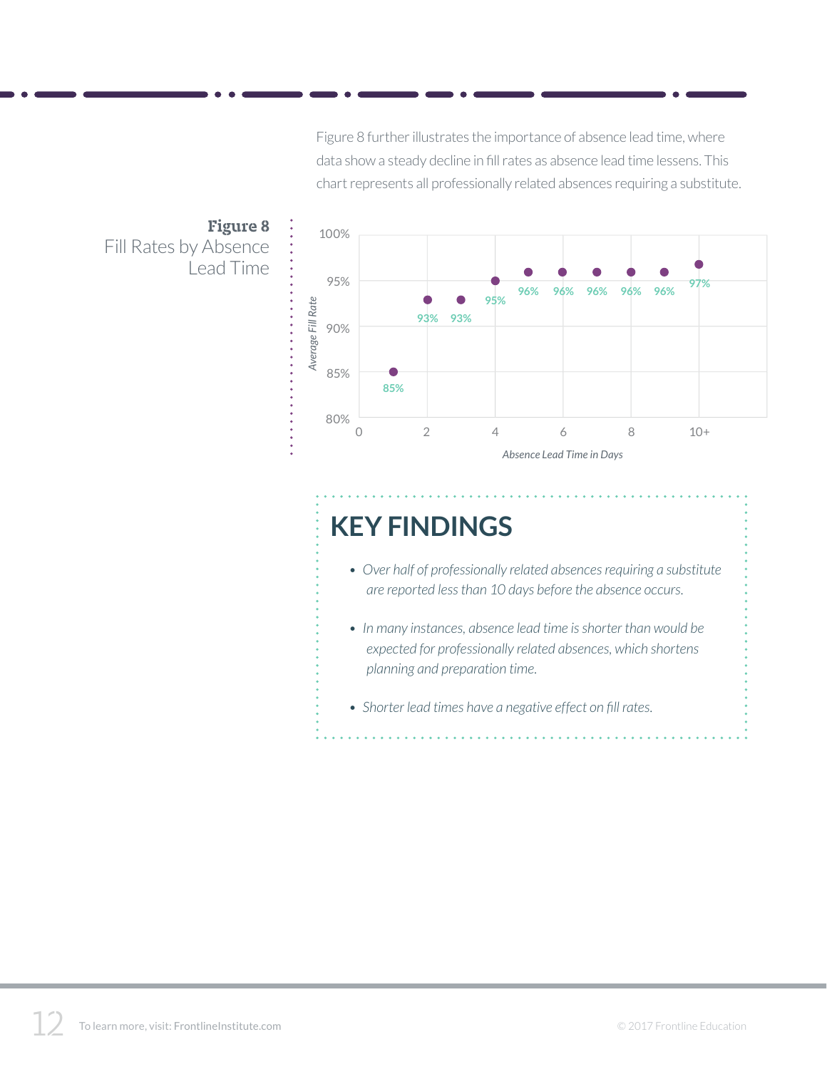Figure 8 further illustrates the importance of absence lead time, where data show a steady decline in fill rates as absence lead time lessens. This chart represents all professionally related absences requiring a substitute.

**Figure 8**
Fill Rates by Absence Lead Time

| Absence Lead Time in Days | Average Fill Rate |
|---|---|
| 1 | 85% |
| 2 | 93% |
| 3 | 93% |
| 4 | 95% |
| 5 | 96% |
| 6 | 96% |
| 7 | 96% |
| 8 | 96% |
| 9 | 96% |
| 10+ | 97% |

## KEY FINDINGS

- *Over half of professionally related absences requiring a substitute are reported less than 10 days before the absence occurs.*
- *In many instances, absence lead time is shorter than would be expected for professionally related absences, which shortens planning and preparation time.*
- *Shorter lead times have a negative effect on fill rates.*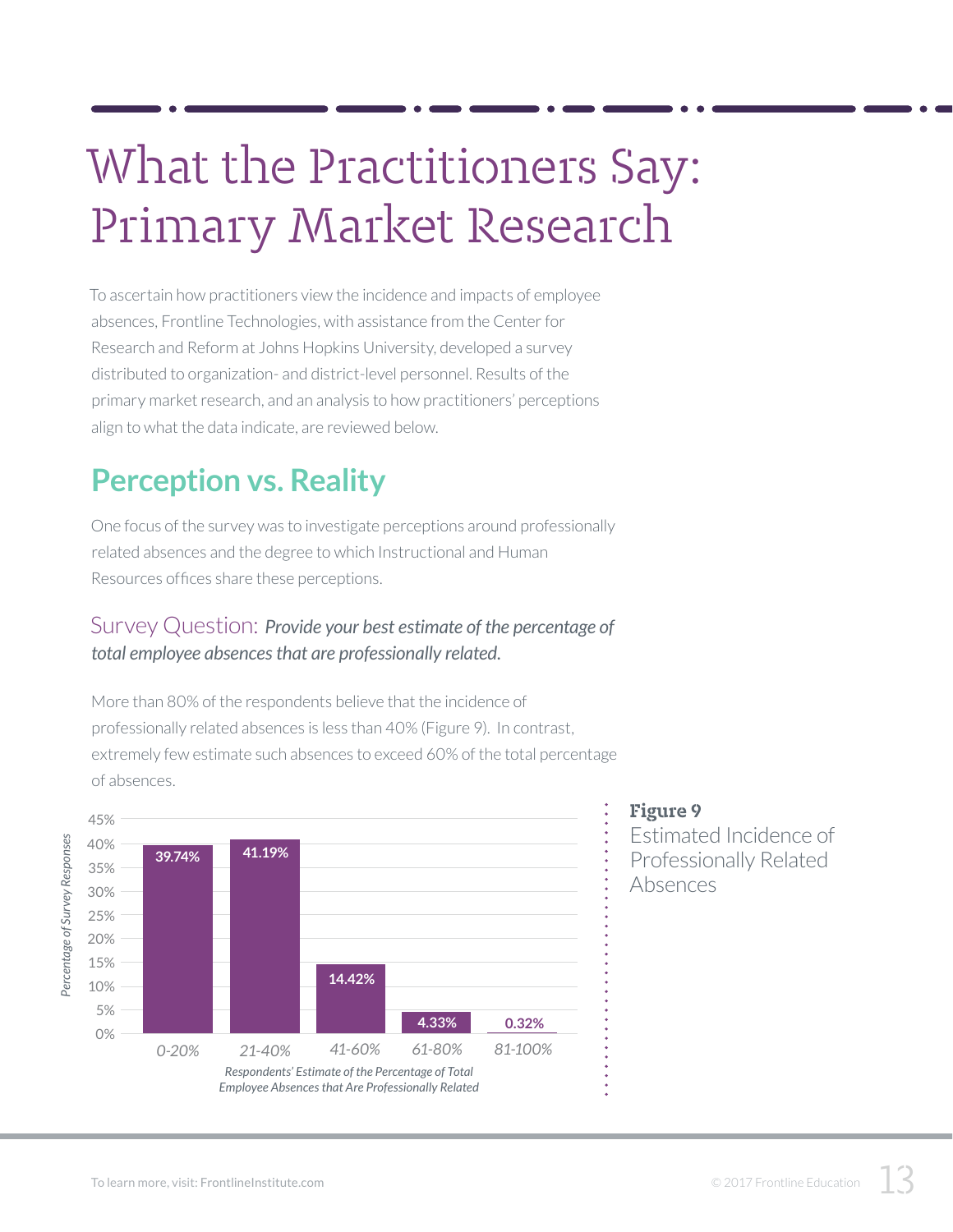# What the Practitioners Say: Primary Market Research

To ascertain how practitioners view the incidence and impacts of employee absences, Frontline Technologies, with assistance from the Center for Research and Reform at Johns Hopkins University, developed a survey distributed to organization- and district-level personnel. Results of the primary market research, and an analysis to how practitioners' perceptions align to what the data indicate, are reviewed below.

## Perception vs. Reality

One focus of the survey was to investigate perceptions around professionally related absences and the degree to which Instructional and Human Resources offices share these perceptions.

### Survey Question: *Provide your best estimate of the percentage of total employee absences that are professionally related.*

More than 80% of the respondents believe that the incidence of professionally related absences is less than 40% (Figure 9). In contrast, extremely few estimate such absences to exceed 60% of the total percentage of absences.

| Respondents' Estimate of the Percentage of Total Employee Absences that Are Professionally Related | Percentage of Survey Responses |
|---|---|
| 0-20% | 39.74% |
| 21-40% | 41.19% |
| 41-60% | 14.42% |
| 61-80% | 4.33% |
| 81-100% | 0.32% |

**Figure 9**
Estimated Incidence of Professionally Related Absences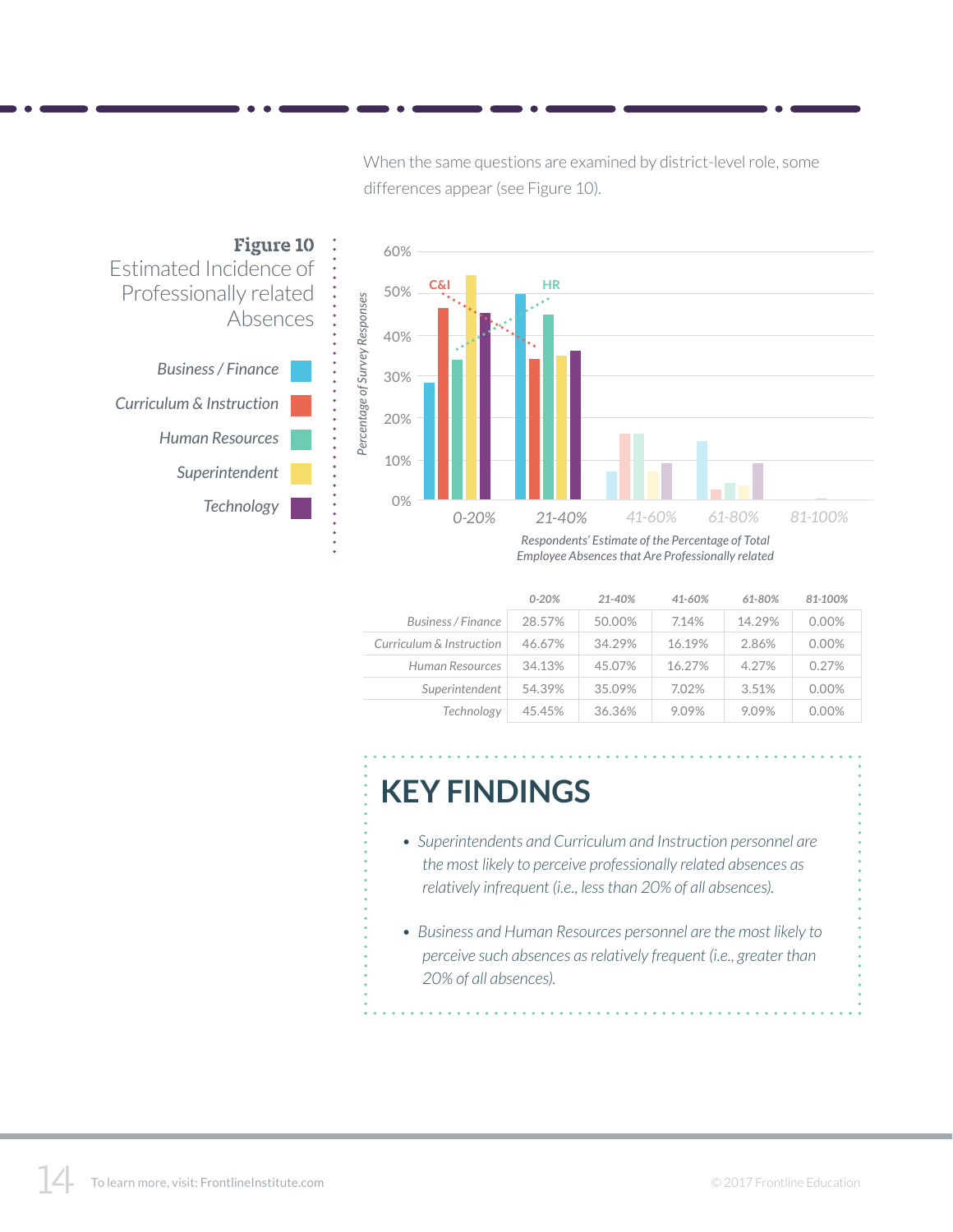When the same questions are examined by district-level role, some differences appear (see Figure 10).

**Figure 10**
Estimated Incidence of Professionally related Absences

|  | 0-20% | 21-40% | 41-60% | 61-80% | 81-100% |
|---|---|---|---|---|---|
| Business / Finance | 28.57% | 50.00% | 7.14% | 14.29% | 0.00% |
| Curriculum & Instruction | 46.67% | 34.29% | 16.19% | 2.86% | 0.00% |
| Human Resources | 34.13% | 45.07% | 16.27% | 4.27% | 0.27% |
| Superintendent | 54.39% | 35.09% | 7.02% | 3.51% | 0.00% |
| Technology | 45.45% | 36.36% | 9.09% | 9.09% | 0.00% |

## KEY FINDINGS

- *Superintendents and Curriculum and Instruction personnel are the most likely to perceive professionally related absences as relatively infrequent (i.e., less than 20% of all absences).*
- *Business and Human Resources personnel are the most likely to perceive such absences as relatively frequent (i.e., greater than 20% of all absences).*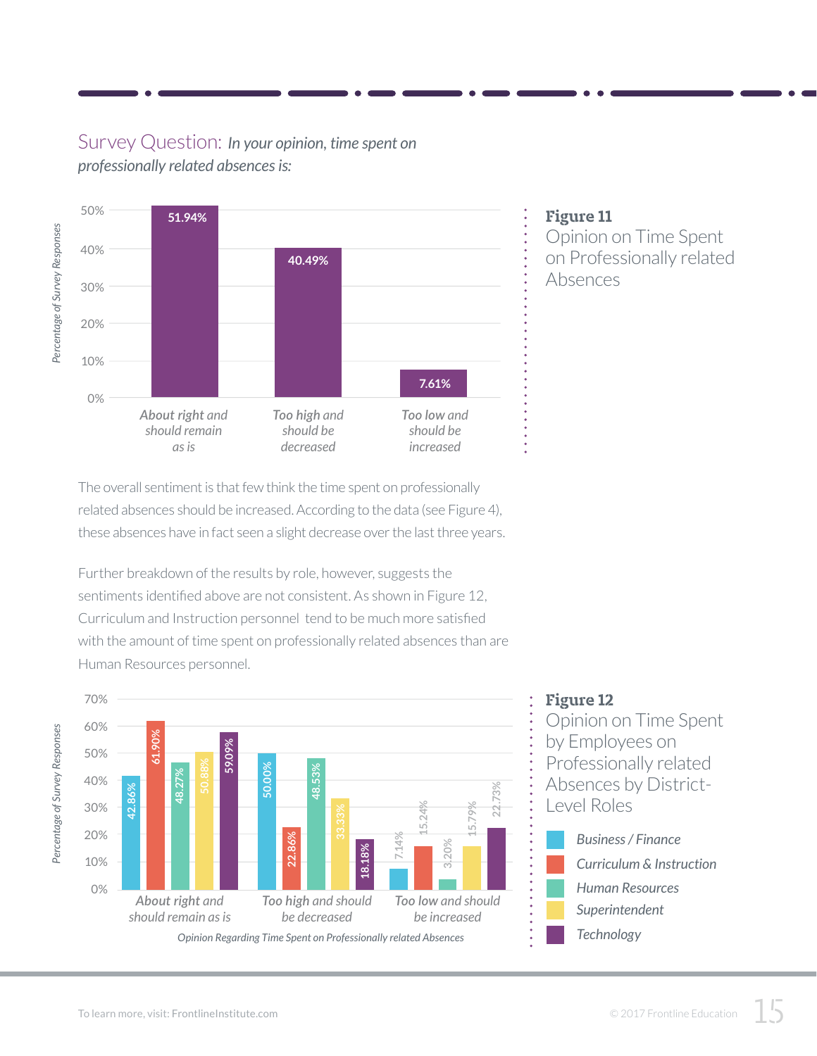Survey Question: *In your opinion, time spent on professionally related absences is:*

| Response | Percentage of Survey Responses |
|---|---|
| About right and should remain as is | 51.94% |
| Too high and should be decreased | 40.49% |
| Too low and should be increased | 7.61% |

**Figure 11**
Opinion on Time Spent on Professionally related Absences

The overall sentiment is that few think the time spent on professionally related absences should be increased. According to the data (see Figure 4), these absences have in fact seen a slight decrease over the last three years.

Further breakdown of the results by role, however, suggests the sentiments identified above are not consistent. As shown in Figure 12, Curriculum and Instruction personnel tend to be much more satisfied with the amount of time spent on professionally related absences than are Human Resources personnel.

| Opinion Regarding Time Spent on Professionally related Absences | Business / Finance | Curriculum & Instruction | Human Resources | Superintendent | Technology |
|---|---|---|---|---|---|
| About right and should remain as is | 42.86% | 61.90% | 48.27% | 50.88% | 59.09% |
| Too high and should be decreased | 50.00% | 22.86% | 48.53% | 33.33% | 18.18% |
| Too low and should be increased | 7.14% | 15.24% | 3.20% | 15.79% | 22.73% |

**Figure 12**
Opinion on Time Spent by Employees on Professionally related Absences by District-Level Roles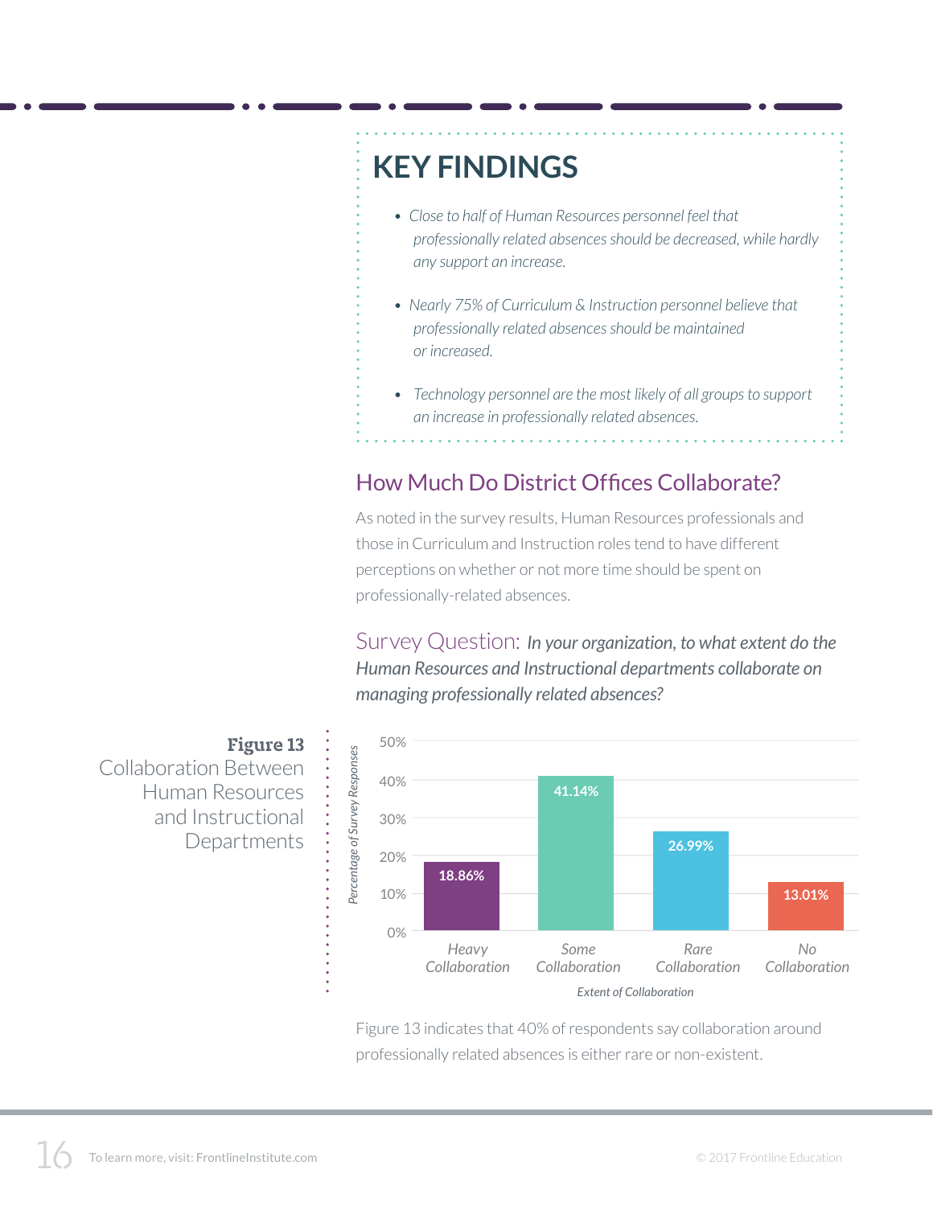## KEY FINDINGS

- *Close to half of Human Resources personnel feel that professionally related absences should be decreased, while hardly any support an increase.*
- *Nearly 75% of Curriculum & Instruction personnel believe that professionally related absences should be maintained or increased.*
- *Technology personnel are the most likely of all groups to support an increase in professionally related absences.*

## How Much Do District Offices Collaborate?

As noted in the survey results, Human Resources professionals and those in Curriculum and Instruction roles tend to have different perceptions on whether or not more time should be spent on professionally-related absences.

Survey Question: *In your organization, to what extent do the Human Resources and Instructional departments collaborate on managing professionally related absences?*

**Figure 13** Collaboration Between Human Resources and Instructional Departments

| Extent of Collaboration | Percentage of Survey Responses |
| --- | --- |
| Heavy Collaboration | 18.86% |
| Some Collaboration | 41.14% |
| Rare Collaboration | 26.99% |
| No Collaboration | 13.01% |

Figure 13 indicates that 40% of respondents say collaboration around professionally related absences is either rare or non-existent.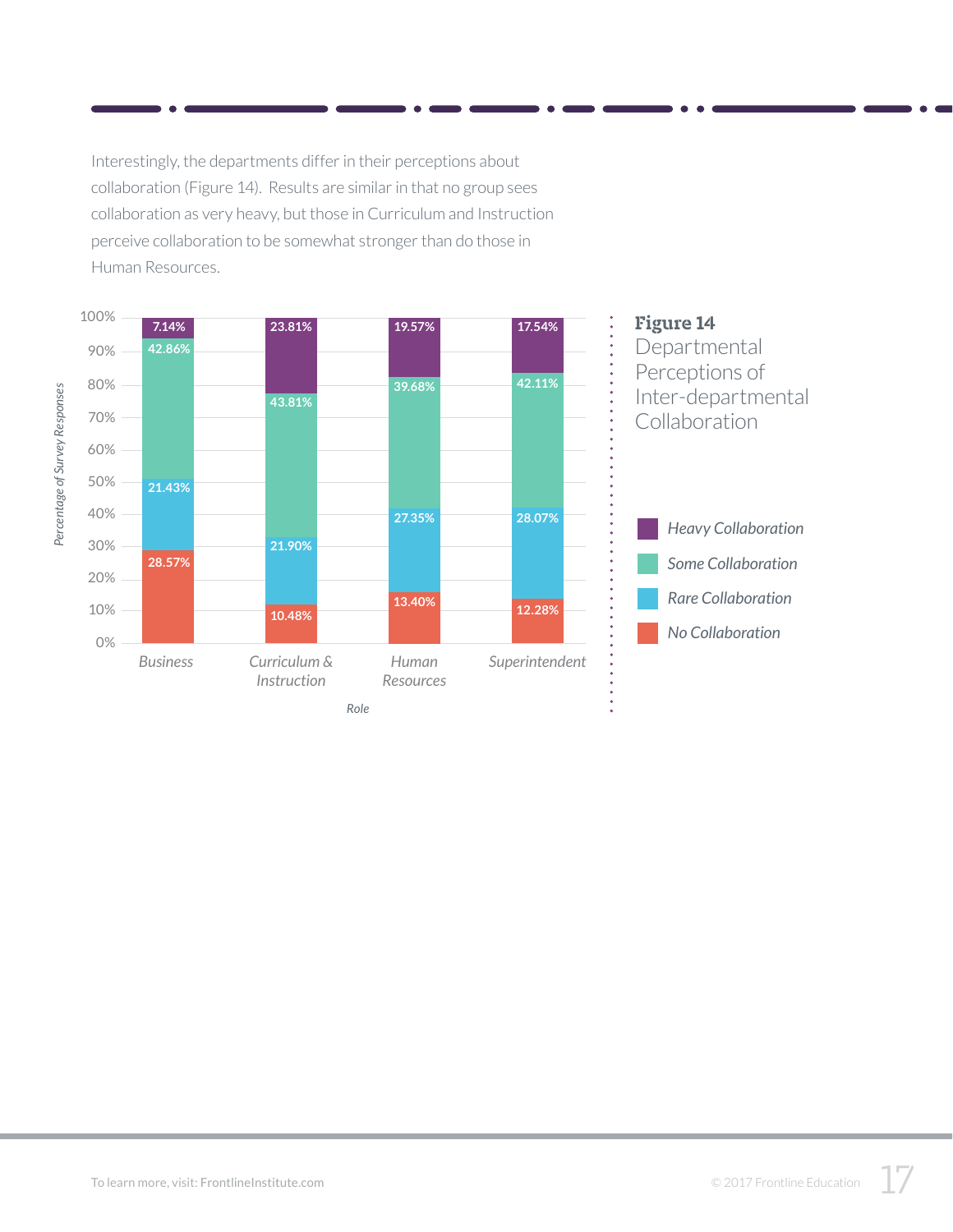Interestingly, the departments differ in their perceptions about collaboration (Figure 14). Results are similar in that no group sees collaboration as very heavy, but those in Curriculum and Instruction perceive collaboration to be somewhat stronger than do those in Human Resources.

| Role | Heavy Collaboration | Some Collaboration | Rare Collaboration | No Collaboration |
| --- | --- | --- | --- | --- |
| Business | 7.14% | 42.86% | 21.43% | 28.57% |
| Curriculum & Instruction | 23.81% | 43.81% | 21.90% | 10.48% |
| Human Resources | 19.57% | 39.68% | 27.35% | 13.40% |
| Superintendent | 17.54% | 42.11% | 28.07% | 12.28% |

**Figure 14**
Departmental Perceptions of Inter-departmental Collaboration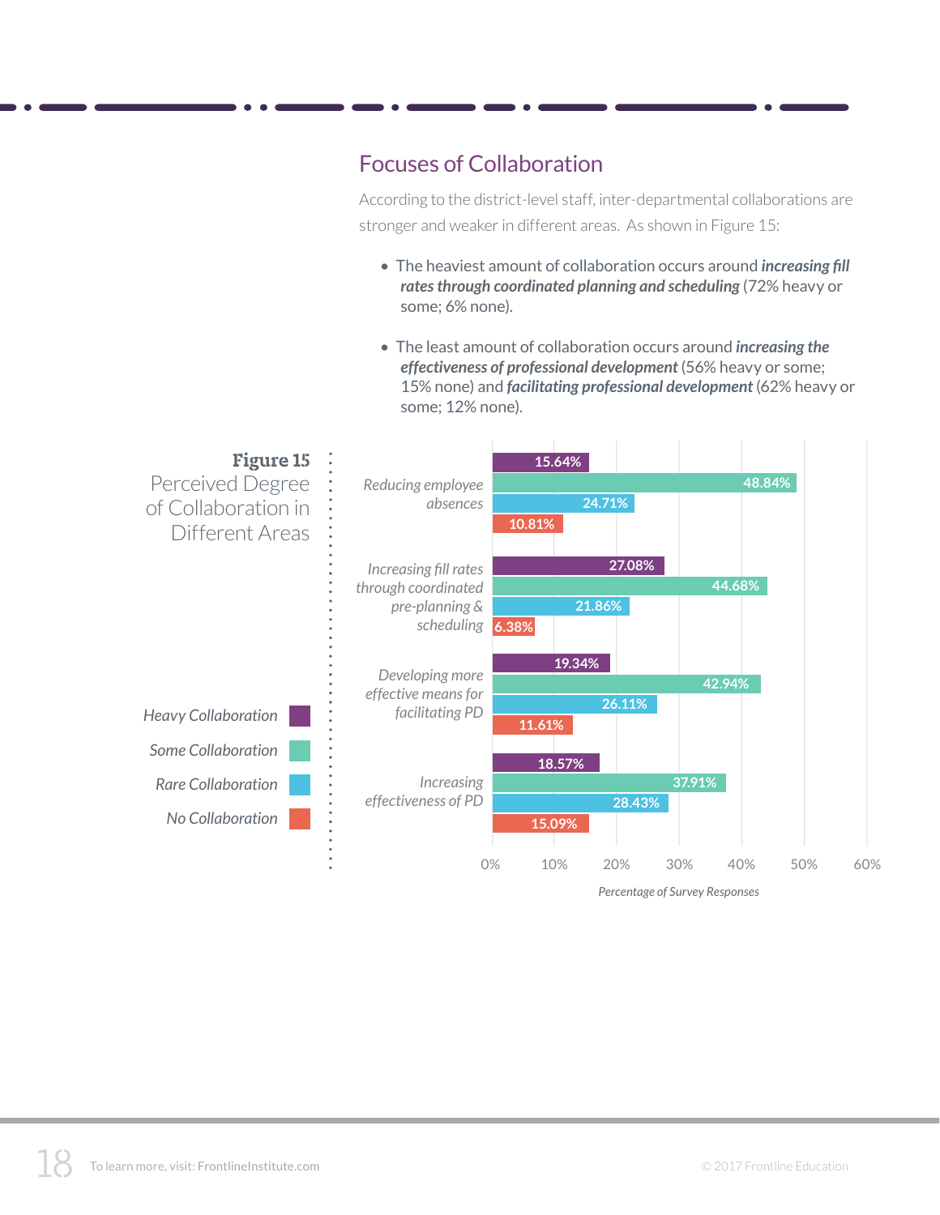## Focuses of Collaboration

According to the district-level staff, inter-departmental collaborations are stronger and weaker in different areas. As shown in Figure 15:

- The heaviest amount of collaboration occurs around ***increasing fill rates through coordinated planning and scheduling*** (72% heavy or some; 6% none).
- The least amount of collaboration occurs around ***increasing the effectiveness of professional development*** (56% heavy or some; 15% none) and ***facilitating professional development*** (62% heavy or some; 12% none).

**Figure 15**
Perceived Degree of Collaboration in Different Areas

| | Heavy Collaboration | Some Collaboration | Rare Collaboration | No Collaboration |
|---|---|---|---|---|
| *Reducing employee absences* | 15.64% | 48.84% | 24.71% | 10.81% |
| *Increasing fill rates through coordinated pre-planning & scheduling* | 27.08% | 44.68% | 21.86% | 6.38% |
| *Developing more effective means for facilitating PD* | 19.34% | 42.94% | 26.11% | 11.61% |
| *Increasing effectiveness of PD* | 18.57% | 37.91% | 28.43% | 15.09% |

*Percentage of Survey Responses*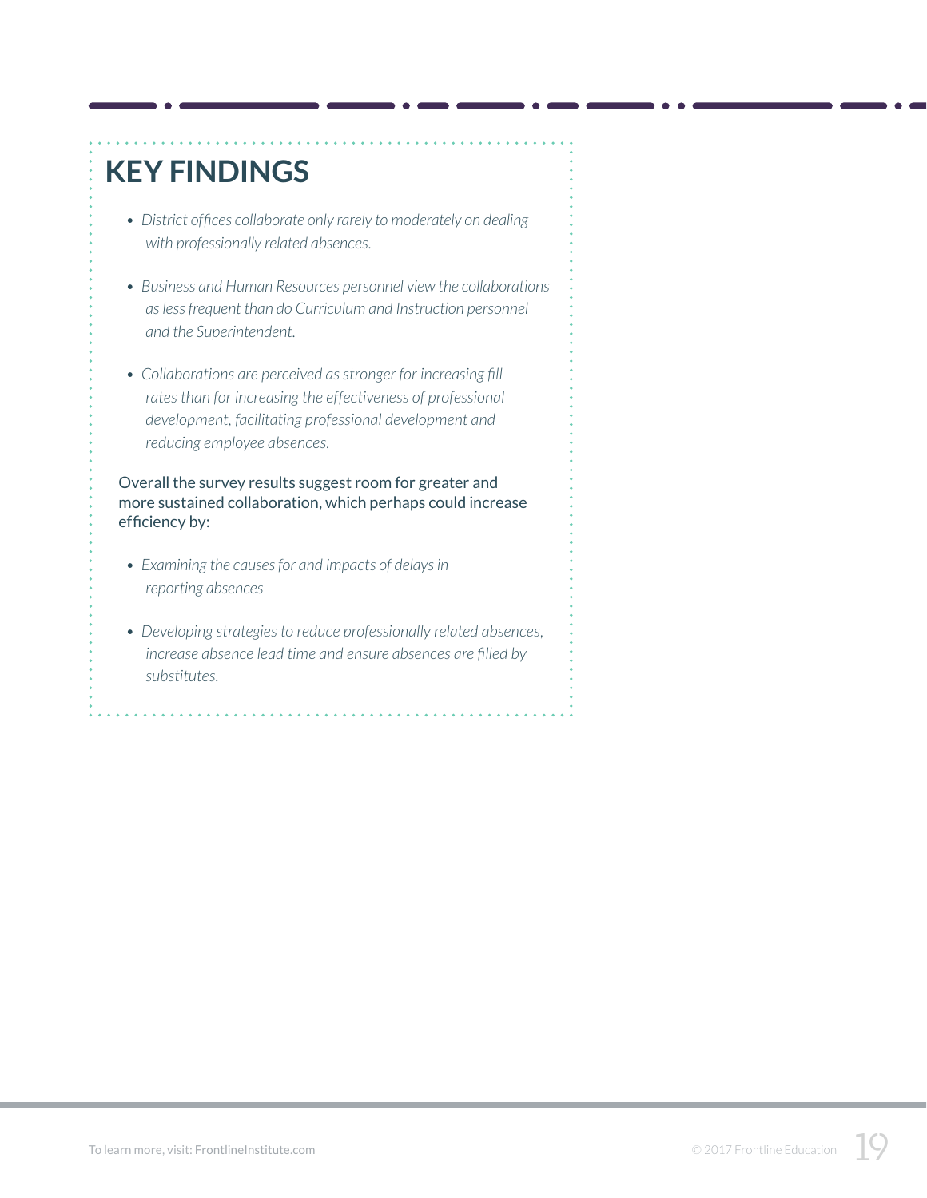## KEY FINDINGS

- *District offices collaborate only rarely to moderately on dealing with professionally related absences.*
- *Business and Human Resources personnel view the collaborations as less frequent than do Curriculum and Instruction personnel and the Superintendent.*
- *Collaborations are perceived as stronger for increasing fill rates than for increasing the effectiveness of professional development, facilitating professional development and reducing employee absences.*

Overall the survey results suggest room for greater and more sustained collaboration, which perhaps could increase efficiency by:

- *Examining the causes for and impacts of delays in reporting absences*
- *Developing strategies to reduce professionally related absences, increase absence lead time and ensure absences are filled by substitutes.*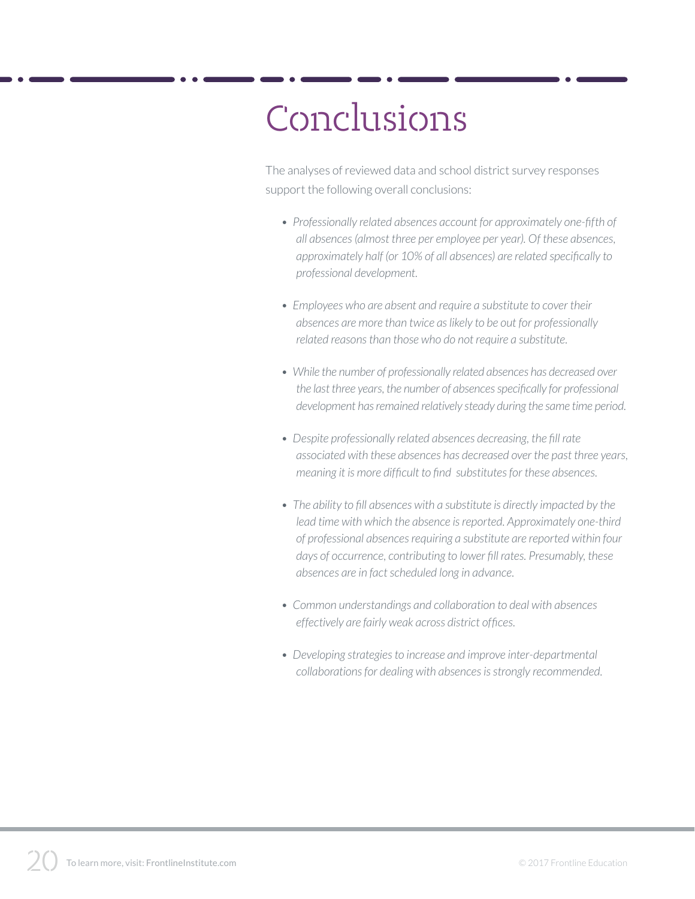# Conclusions

The analyses of reviewed data and school district survey responses support the following overall conclusions:

- *Professionally related absences account for approximately one-fifth of all absences (almost three per employee per year). Of these absences, approximately half (or 10% of all absences) are related specifically to professional development.*

- *Employees who are absent and require a substitute to cover their absences are more than twice as likely to be out for professionally related reasons than those who do not require a substitute.*

- *While the number of professionally related absences has decreased over the last three years, the number of absences specifically for professional development has remained relatively steady during the same time period.*

- *Despite professionally related absences decreasing, the fill rate associated with these absences has decreased over the past three years, meaning it is more difficult to find substitutes for these absences.*

- *The ability to fill absences with a substitute is directly impacted by the lead time with which the absence is reported. Approximately one-third of professional absences requiring a substitute are reported within four days of occurrence, contributing to lower fill rates. Presumably, these absences are in fact scheduled long in advance.*

- *Common understandings and collaboration to deal with absences effectively are fairly weak across district offices.*

- *Developing strategies to increase and improve inter-departmental collaborations for dealing with absences is strongly recommended.*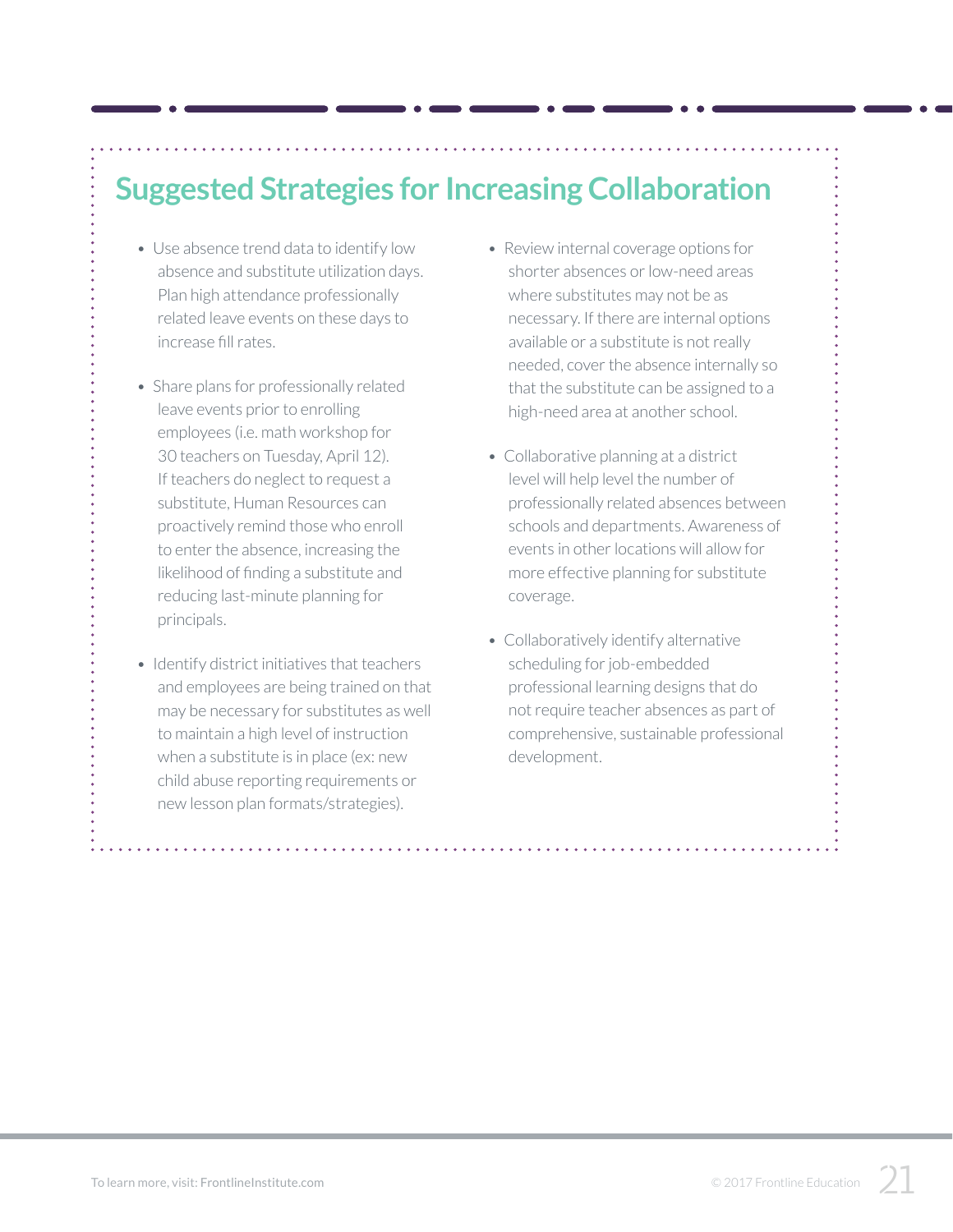## Suggested Strategies for Increasing Collaboration

- Use absence trend data to identify low absence and substitute utilization days. Plan high attendance professionally related leave events on these days to increase fill rates.
- Share plans for professionally related leave events prior to enrolling employees (i.e. math workshop for 30 teachers on Tuesday, April 12). If teachers do neglect to request a substitute, Human Resources can proactively remind those who enroll to enter the absence, increasing the likelihood of finding a substitute and reducing last-minute planning for principals.
- Identify district initiatives that teachers and employees are being trained on that may be necessary for substitutes as well to maintain a high level of instruction when a substitute is in place (ex: new child abuse reporting requirements or new lesson plan formats/strategies).
- Review internal coverage options for shorter absences or low-need areas where substitutes may not be as necessary. If there are internal options available or a substitute is not really needed, cover the absence internally so that the substitute can be assigned to a high-need area at another school.
- Collaborative planning at a district level will help level the number of professionally related absences between schools and departments. Awareness of events in other locations will allow for more effective planning for substitute coverage.
- Collaboratively identify alternative scheduling for job-embedded professional learning designs that do not require teacher absences as part of comprehensive, sustainable professional development.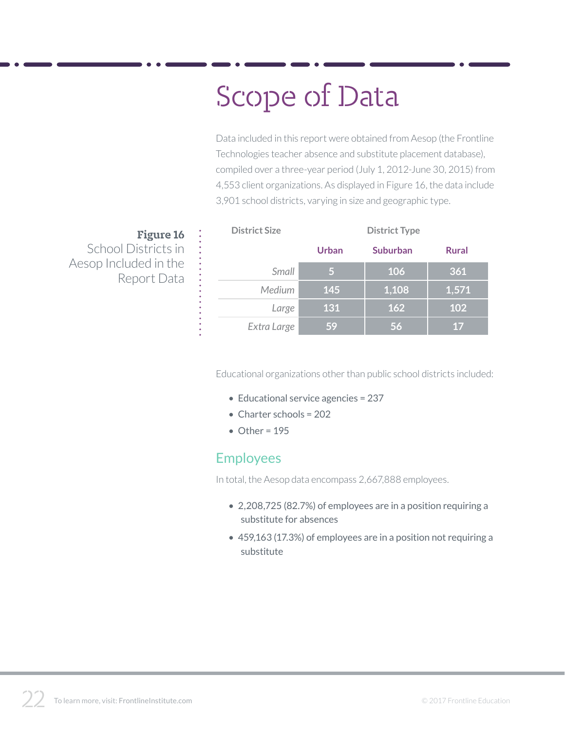# Scope of Data

Data included in this report were obtained from Aesop (the Frontline Technologies teacher absence and substitute placement database), compiled over a three-year period (July 1, 2012-June 30, 2015) from 4,553 client organizations. As displayed in Figure 16, the data include 3,901 school districts, varying in size and geographic type.

**Figure 16**
School Districts in Aesop Included in the Report Data

| District Size | District Type | | |
|---|---|---|---|
| | **Urban** | **Suburban** | **Rural** |
| *Small* | 5 | 106 | 361 |
| *Medium* | 145 | 1,108 | 1,571 |
| *Large* | 131 | 162 | 102 |
| *Extra Large* | 59 | 56 | 17 |

Educational organizations other than public school districts included:

- Educational service agencies = 237
- Charter schools = 202
- Other = 195

## Employees

In total, the Aesop data encompass 2,667,888 employees.

- 2,208,725 (82.7%) of employees are in a position requiring a substitute for absences
- 459,163 (17.3%) of employees are in a position not requiring a substitute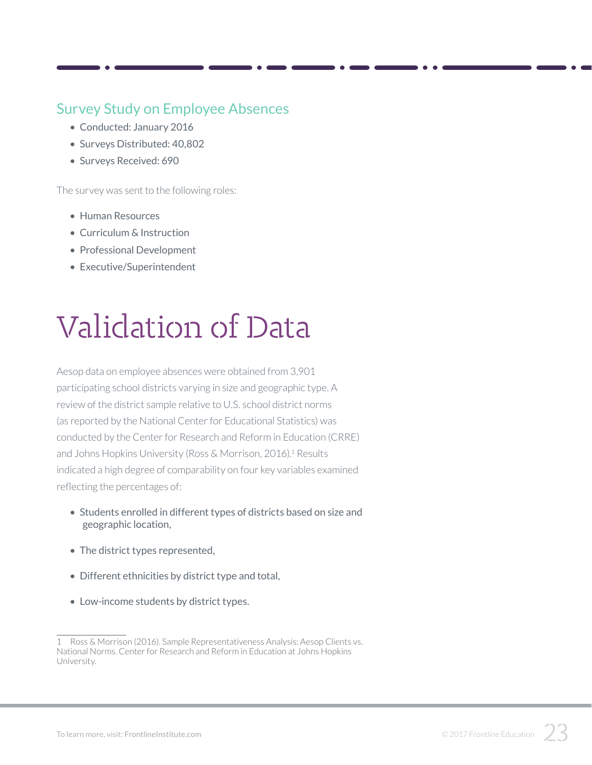## Survey Study on Employee Absences

- Conducted: January 2016
- Surveys Distributed: 40,802
- Surveys Received: 690

The survey was sent to the following roles:

- Human Resources
- Curriculum & Instruction
- Professional Development
- Executive/Superintendent

# Validation of Data

Aesop data on employee absences were obtained from 3,901 participating school districts varying in size and geographic type. A review of the district sample relative to U.S. school district norms (as reported by the National Center for Educational Statistics) was conducted by the Center for Research and Reform in Education (CRRE) and Johns Hopkins University (Ross & Morrison, 2016).[1] Results indicated a high degree of comparability on four key variables examined reflecting the percentages of:

- Students enrolled in different types of districts based on size and geographic location,
- The district types represented,
- Different ethnicities by district type and total,
- Low-income students by district types.

---

1 Ross & Morrison (2016). Sample Representativeness Analysis: Aesop Clients vs. National Norms. Center for Research and Reform in Education at Johns Hopkins University.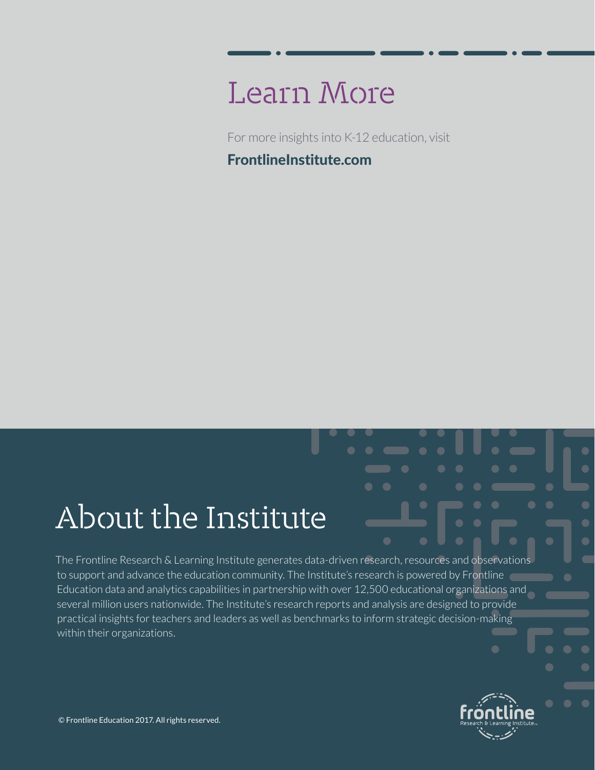# Learn More

For more insights into K-12 education, visit

**FrontlineInstitute.com**

# About the Institute

The Frontline Research & Learning Institute generates data-driven research, resources and observations to support and advance the education community. The Institute's research is powered by Frontline Education data and analytics capabilities in partnership with over 12,500 educational organizations and several million users nationwide. The Institute's research reports and analysis are designed to provide practical insights for teachers and leaders as well as benchmarks to inform strategic decision-making within their organizations.

© Frontline Education 2017. All rights reserved.

frontline Research & Learning Institute